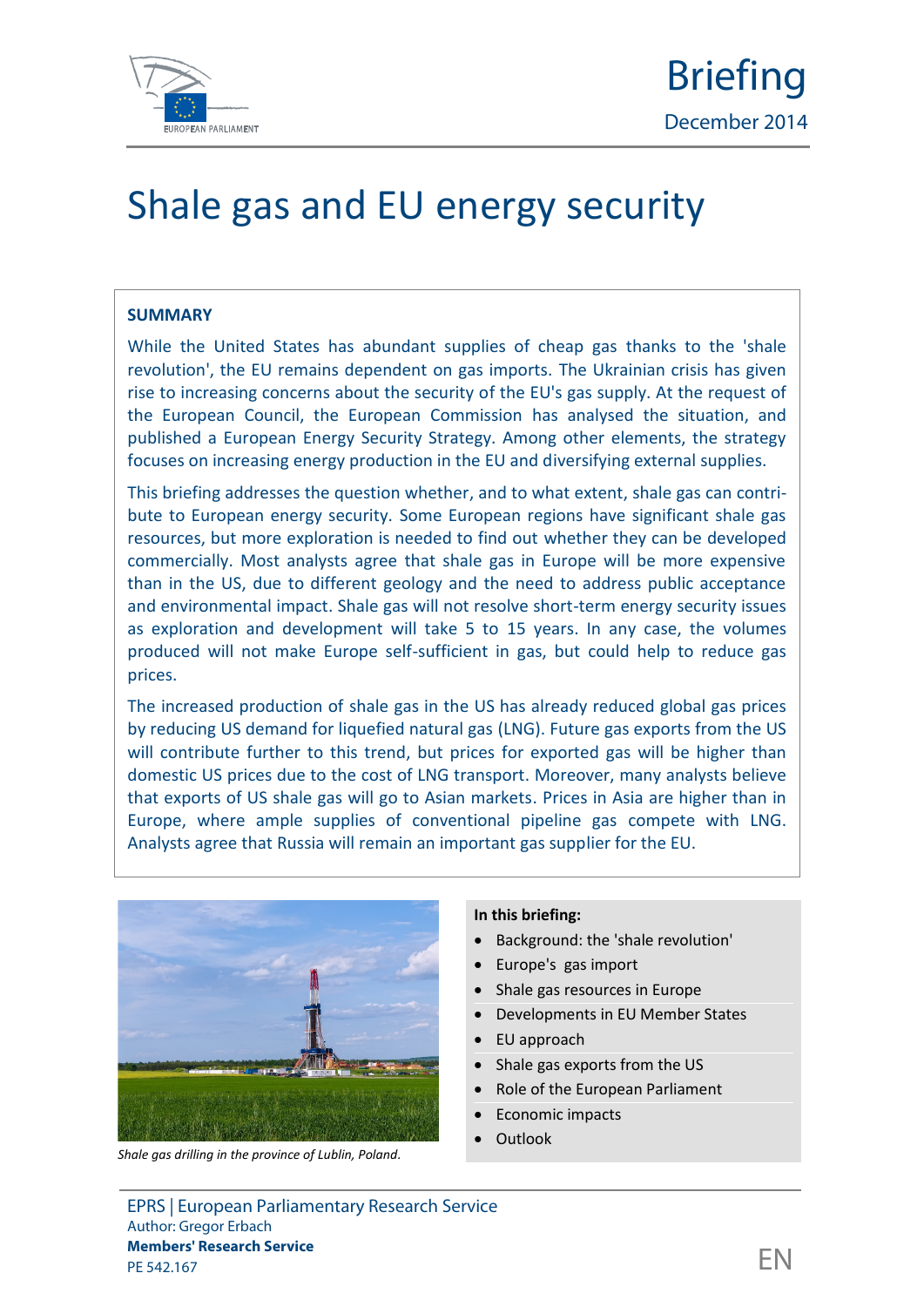Briefing

December 2014

# Shale gas and EU energy security

**SUMMARY**

While the United States has abundant supplies of cheap gas thanks to the 'shale revolution', the EU remains dependent on gas imports. The Ukrainian crisis has given rise to increasing concerns about the security of the EU's gas supply. At the request of the European Council, the European Commission has analysed the situation, and published a European Energy Security Strategy. Among other elements, the strategy focuses on increasing energy production in the EU and diversifying external supplies.

This briefing addresses the question whether, and to what extent, shale gas can contribute to European energy security. Some European regions have significant shale gas resources, but more exploration is needed to find out whether they can be developed commercially. Most analysts agree that shale gas in Europe will be more expensive than in the US, due to different geology and the need to address public acceptance and environmental impact. Shale gas will not resolve short-term energy security issues as exploration and development will take 5 to 15 years. In any case, the volumes produced will not make Europe self-sufficient in gas, but could help to reduce gas prices.

The increased production of shale gas in the US has already reduced global gas prices by reducing US demand for liquefied natural gas (LNG). Future gas exports from the US will contribute further to this trend, but prices for exported gas will be higher than domestic US prices due to the cost of LNG transport. Moreover, many analysts believe that exports of US shale gas will go to Asian markets. Prices in Asia are higher than in Europe, where ample supplies of conventional pipeline gas compete with LNG. Analysts agree that Russia will remain an important gas supplier for the EU.

*Shale gas drilling in the province of Lublin, Poland.*

**In this briefing:**

- Background: the 'shale revolution'
- Europe's gas import
- Shale gas resources in Europe
- Developments in EU Member States
- EU approach
- Shale gas exports from the US
- Role of the European Parliament
- Economic impacts
- Outlook

EPRS | European Parliamentary Research Service
Author: Gregor Erbach
**Members' Research Service**
PE 542.167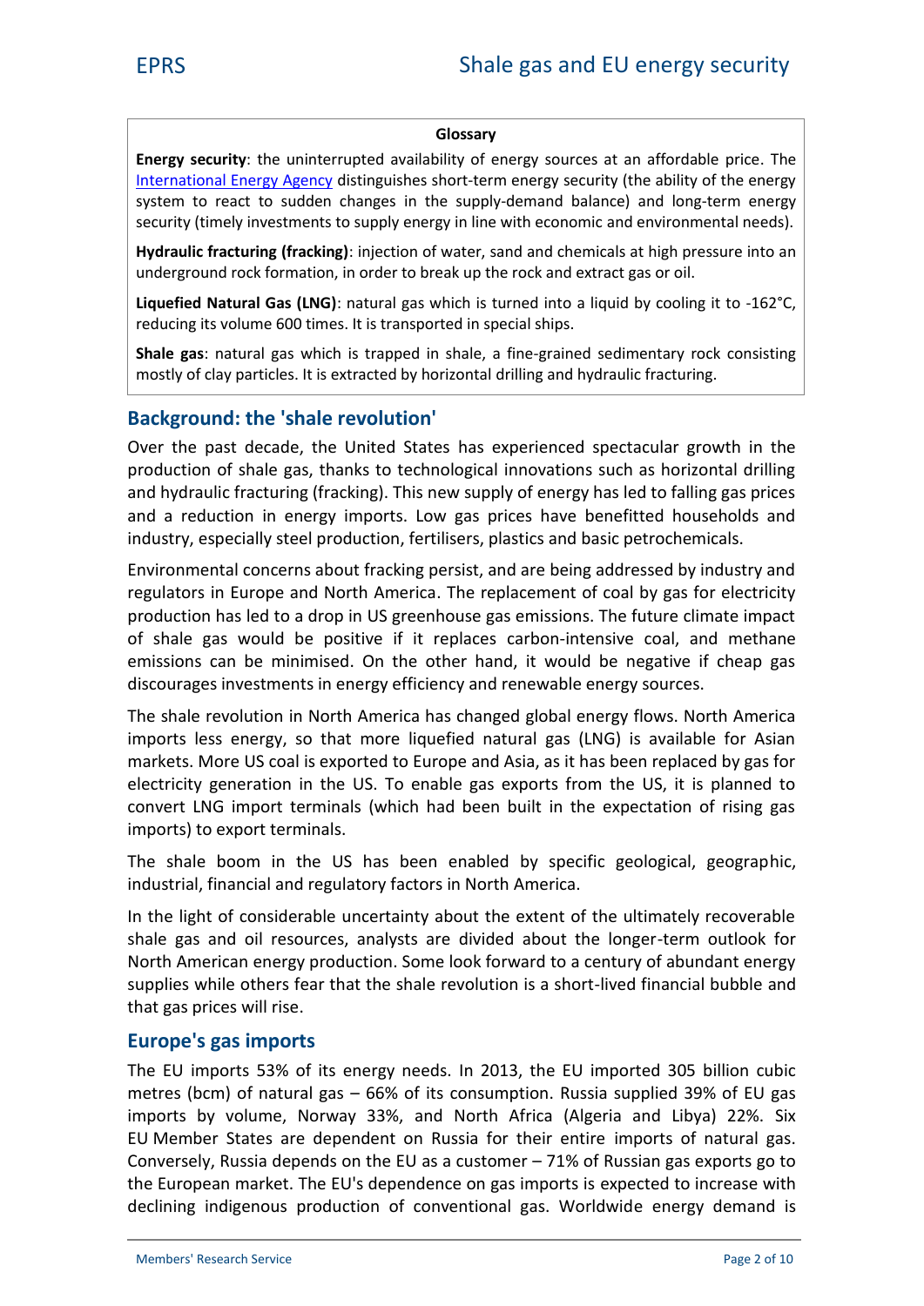**Glossary**

**Energy security**: the uninterrupted availability of energy sources at an affordable price. The International Energy Agency distinguishes short-term energy security (the ability of the energy system to react to sudden changes in the supply-demand balance) and long-term energy security (timely investments to supply energy in line with economic and environmental needs).

**Hydraulic fracturing (fracking)**: injection of water, sand and chemicals at high pressure into an underground rock formation, in order to break up the rock and extract gas or oil.

**Liquefied Natural Gas (LNG)**: natural gas which is turned into a liquid by cooling it to -162°C, reducing its volume 600 times. It is transported in special ships.

**Shale gas**: natural gas which is trapped in shale, a fine-grained sedimentary rock consisting mostly of clay particles. It is extracted by horizontal drilling and hydraulic fracturing.

## Background: the 'shale revolution'

Over the past decade, the United States has experienced spectacular growth in the production of shale gas, thanks to technological innovations such as horizontal drilling and hydraulic fracturing (fracking). This new supply of energy has led to falling gas prices and a reduction in energy imports. Low gas prices have benefitted households and industry, especially steel production, fertilisers, plastics and basic petrochemicals.

Environmental concerns about fracking persist, and are being addressed by industry and regulators in Europe and North America. The replacement of coal by gas for electricity production has led to a drop in US greenhouse gas emissions. The future climate impact of shale gas would be positive if it replaces carbon-intensive coal, and methane emissions can be minimised. On the other hand, it would be negative if cheap gas discourages investments in energy efficiency and renewable energy sources.

The shale revolution in North America has changed global energy flows. North America imports less energy, so that more liquefied natural gas (LNG) is available for Asian markets. More US coal is exported to Europe and Asia, as it has been replaced by gas for electricity generation in the US. To enable gas exports from the US, it is planned to convert LNG import terminals (which had been built in the expectation of rising gas imports) to export terminals.

The shale boom in the US has been enabled by specific geological, geographic, industrial, financial and regulatory factors in North America.

In the light of considerable uncertainty about the extent of the ultimately recoverable shale gas and oil resources, analysts are divided about the longer-term outlook for North American energy production. Some look forward to a century of abundant energy supplies while others fear that the shale revolution is a short-lived financial bubble and that gas prices will rise.

## Europe's gas imports

The EU imports 53% of its energy needs. In 2013, the EU imported 305 billion cubic metres (bcm) of natural gas – 66% of its consumption. Russia supplied 39% of EU gas imports by volume, Norway 33%, and North Africa (Algeria and Libya) 22%. Six EU Member States are dependent on Russia for their entire imports of natural gas. Conversely, Russia depends on the EU as a customer – 71% of Russian gas exports go to the European market. The EU's dependence on gas imports is expected to increase with declining indigenous production of conventional gas. Worldwide energy demand is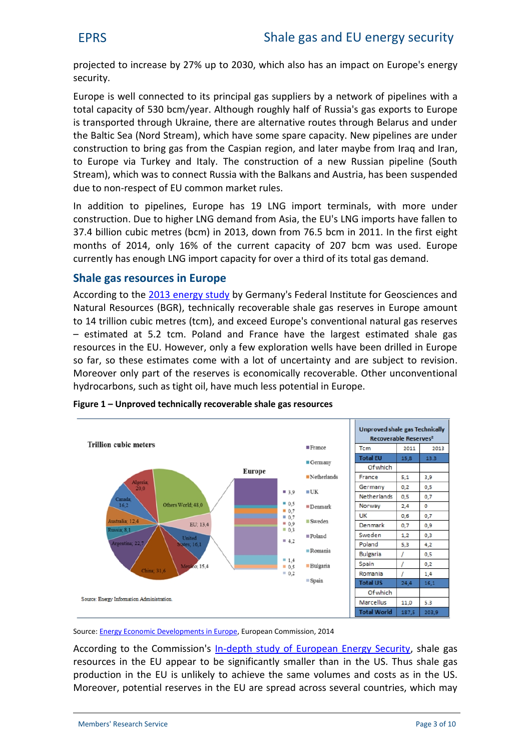projected to increase by 27% up to 2030, which also has an impact on Europe's energy security.

Europe is well connected to its principal gas suppliers by a network of pipelines with a total capacity of 530 bcm/year. Although roughly half of Russia's gas exports to Europe is transported through Ukraine, there are alternative routes through Belarus and under the Baltic Sea (Nord Stream), which have some spare capacity. New pipelines are under construction to bring gas from the Caspian region, and later maybe from Iraq and Iran, to Europe via Turkey and Italy. The construction of a new Russian pipeline (South Stream), which was to connect Russia with the Balkans and Austria, has been suspended due to non-respect of EU common market rules.

In addition to pipelines, Europe has 19 LNG import terminals, with more under construction. Due to higher LNG demand from Asia, the EU's LNG imports have fallen to 37.4 billion cubic metres (bcm) in 2013, down from 76.5 bcm in 2011. In the first eight months of 2014, only 16% of the current capacity of 207 bcm was used. Europe currently has enough LNG import capacity for over a third of its total gas demand.

## Shale gas resources in Europe

According to the 2013 energy study by Germany's Federal Institute for Geosciences and Natural Resources (BGR), technically recoverable shale gas reserves in Europe amount to 14 trillion cubic metres (tcm), and exceed Europe's conventional natural gas reserves – estimated at 5.2 tcm. Poland and France have the largest estimated shale gas resources in the EU. However, only a few exploration wells have been drilled in Europe so far, so these estimates come with a lot of uncertainty and are subject to revision. Moreover only part of the reserves is economically recoverable. Other unconventional hydrocarbons, such as tight oil, have much less potential in Europe.

**Figure 1 – Unproved technically recoverable shale gas resources**

Trillion cubic meters

| Region | Tcm |
|---|---|
| Others World | 48,0 |
| EU | 13,4 |
| United States | 16,1 |
| Mexico | 15,4 |
| China | 31,6 |
| Argentina | 22,7 |
| Russia | 8,1 |
| Australia | 12,4 |
| Canada | 16,2 |
| Algeria | 20,0 |

| Europe | Tcm |
|---|---|
| France | 3,9 |
| Germany | 0,5 |
| Netherlands | 0,7 |
| UK | 0,7 |
| Denmark | 0,9 |
| Sweden | 0,3 |
| Poland | 4,2 |
| Romania | 1,4 |
| Bulgaria | 0,5 |
| Spain | 0,2 |

Source: Energy Information Administration.

| Unproved shale gas Technically Recoverable Reserves² | | |
|---|---|---|
| Tcm | 2011 | 2013 |
| **Total EU** | 15,8 | 13,3 |
| Of which | | |
| France | 5,1 | 3,9 |
| Germany | 0,2 | 0,5 |
| Netherlands | 0,5 | 0,7 |
| Norway | 2,4 | 0 |
| UK | 0,6 | 0,7 |
| Denmark | 0,7 | 0,9 |
| Sweden | 1,2 | 0,3 |
| Poland | 5,3 | 4,2 |
| Bulgaria | / | 0,5 |
| Spain | / | 0,2 |
| Romania | / | 1,4 |
| **Total US** | 24,4 | 16,1 |
| Of which | | |
| Marcellus | 11,0 | 5.3 |
| **Total World** | 187,5 | 203,9 |

Source: Energy Economic Developments in Europe, European Commission, 2014

According to the Commission's In-depth study of European Energy Security, shale gas resources in the EU appear to be significantly smaller than in the US. Thus shale gas production in the EU is unlikely to achieve the same volumes and costs as in the US. Moreover, potential reserves in the EU are spread across several countries, which may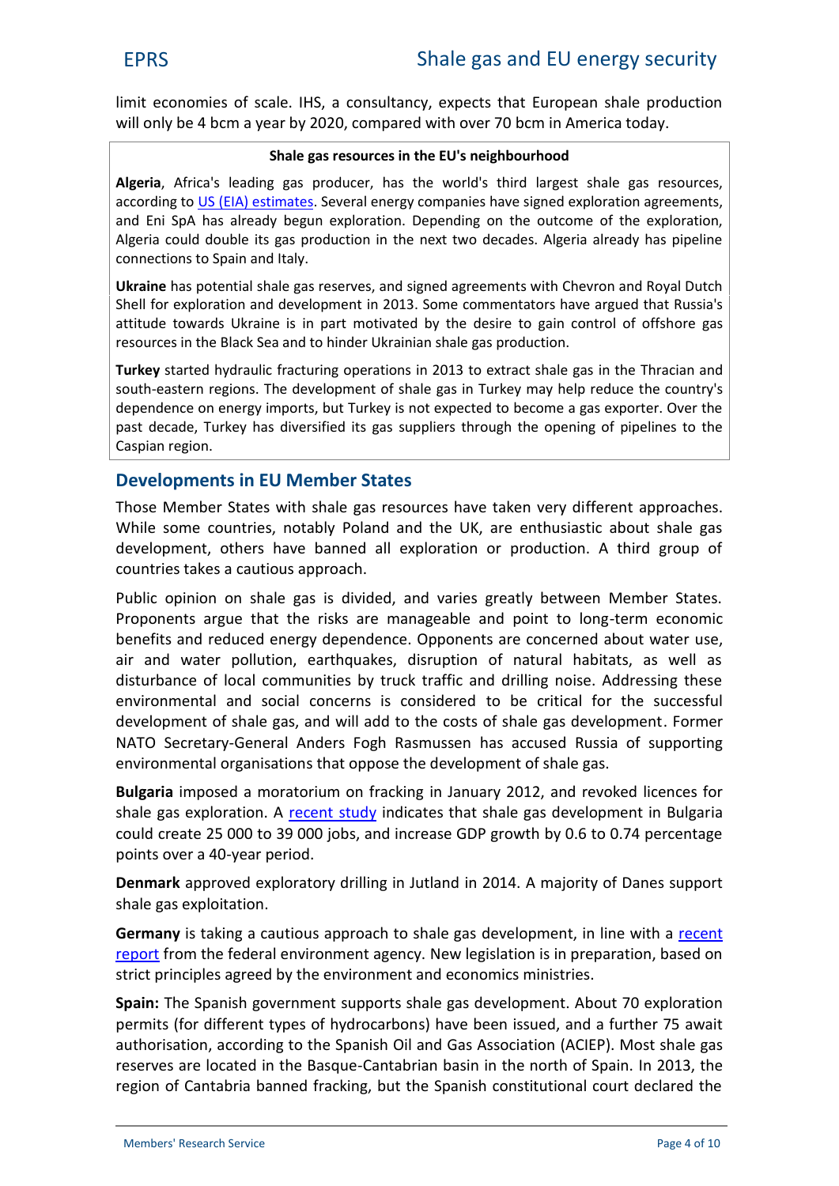limit economies of scale. IHS, a consultancy, expects that European shale production will only be 4 bcm a year by 2020, compared with over 70 bcm in America today.

> **Shale gas resources in the EU's neighbourhood**
>
> **Algeria**, Africa's leading gas producer, has the world's third largest shale gas resources, according to US (EIA) estimates. Several energy companies have signed exploration agreements, and Eni SpA has already begun exploration. Depending on the outcome of the exploration, Algeria could double its gas production in the next two decades. Algeria already has pipeline connections to Spain and Italy.
>
> **Ukraine** has potential shale gas reserves, and signed agreements with Chevron and Royal Dutch Shell for exploration and development in 2013. Some commentators have argued that Russia's attitude towards Ukraine is in part motivated by the desire to gain control of offshore gas resources in the Black Sea and to hinder Ukrainian shale gas production.
>
> **Turkey** started hydraulic fracturing operations in 2013 to extract shale gas in the Thracian and south-eastern regions. The development of shale gas in Turkey may help reduce the country's dependence on energy imports, but Turkey is not expected to become a gas exporter. Over the past decade, Turkey has diversified its gas suppliers through the opening of pipelines to the Caspian region.

## Developments in EU Member States

Those Member States with shale gas resources have taken very different approaches. While some countries, notably Poland and the UK, are enthusiastic about shale gas development, others have banned all exploration or production. A third group of countries takes a cautious approach.

Public opinion on shale gas is divided, and varies greatly between Member States. Proponents argue that the risks are manageable and point to long-term economic benefits and reduced energy dependence. Opponents are concerned about water use, air and water pollution, earthquakes, disruption of natural habitats, as well as disturbance of local communities by truck traffic and drilling noise. Addressing these environmental and social concerns is considered to be critical for the successful development of shale gas, and will add to the costs of shale gas development. Former NATO Secretary-General Anders Fogh Rasmussen has accused Russia of supporting environmental organisations that oppose the development of shale gas.

**Bulgaria** imposed a moratorium on fracking in January 2012, and revoked licences for shale gas exploration. A recent study indicates that shale gas development in Bulgaria could create 25 000 to 39 000 jobs, and increase GDP growth by 0.6 to 0.74 percentage points over a 40-year period.

**Denmark** approved exploratory drilling in Jutland in 2014. A majority of Danes support shale gas exploitation.

**Germany** is taking a cautious approach to shale gas development, in line with a recent report from the federal environment agency. New legislation is in preparation, based on strict principles agreed by the environment and economics ministries.

**Spain:** The Spanish government supports shale gas development. About 70 exploration permits (for different types of hydrocarbons) have been issued, and a further 75 await authorisation, according to the Spanish Oil and Gas Association (ACIEP). Most shale gas reserves are located in the Basque-Cantabrian basin in the north of Spain. In 2013, the region of Cantabria banned fracking, but the Spanish constitutional court declared the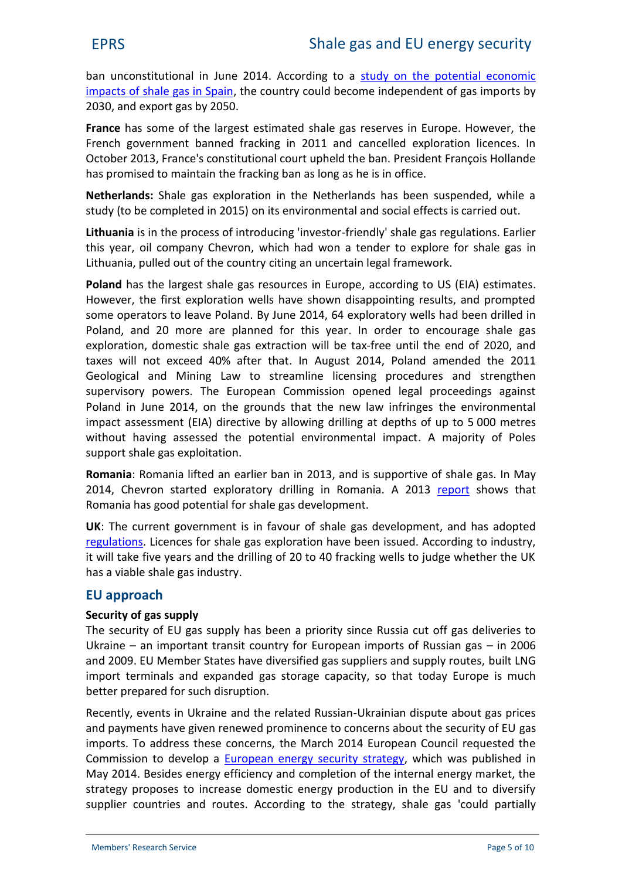ban unconstitutional in June 2014. According to a study on the potential economic impacts of shale gas in Spain, the country could become independent of gas imports by 2030, and export gas by 2050.

**France** has some of the largest estimated shale gas reserves in Europe. However, the French government banned fracking in 2011 and cancelled exploration licences. In October 2013, France's constitutional court upheld the ban. President François Hollande has promised to maintain the fracking ban as long as he is in office.

**Netherlands:** Shale gas exploration in the Netherlands has been suspended, while a study (to be completed in 2015) on its environmental and social effects is carried out.

**Lithuania** is in the process of introducing 'investor-friendly' shale gas regulations. Earlier this year, oil company Chevron, which had won a tender to explore for shale gas in Lithuania, pulled out of the country citing an uncertain legal framework.

**Poland** has the largest shale gas resources in Europe, according to US (EIA) estimates. However, the first exploration wells have shown disappointing results, and prompted some operators to leave Poland. By June 2014, 64 exploratory wells had been drilled in Poland, and 20 more are planned for this year. In order to encourage shale gas exploration, domestic shale gas extraction will be tax-free until the end of 2020, and taxes will not exceed 40% after that. In August 2014, Poland amended the 2011 Geological and Mining Law to streamline licensing procedures and strengthen supervisory powers. The European Commission opened legal proceedings against Poland in June 2014, on the grounds that the new law infringes the environmental impact assessment (EIA) directive by allowing drilling at depths of up to 5 000 metres without having assessed the potential environmental impact. A majority of Poles support shale gas exploitation.

**Romania**: Romania lifted an earlier ban in 2013, and is supportive of shale gas. In May 2014, Chevron started exploratory drilling in Romania. A 2013 report shows that Romania has good potential for shale gas development.

**UK**: The current government is in favour of shale gas development, and has adopted regulations. Licences for shale gas exploration have been issued. According to industry, it will take five years and the drilling of 20 to 40 fracking wells to judge whether the UK has a viable shale gas industry.

## EU approach

### Security of gas supply

The security of EU gas supply has been a priority since Russia cut off gas deliveries to Ukraine – an important transit country for European imports of Russian gas – in 2006 and 2009. EU Member States have diversified gas suppliers and supply routes, built LNG import terminals and expanded gas storage capacity, so that today Europe is much better prepared for such disruption.

Recently, events in Ukraine and the related Russian-Ukrainian dispute about gas prices and payments have given renewed prominence to concerns about the security of EU gas imports. To address these concerns, the March 2014 European Council requested the Commission to develop a European energy security strategy, which was published in May 2014. Besides energy efficiency and completion of the internal energy market, the strategy proposes to increase domestic energy production in the EU and to diversify supplier countries and routes. According to the strategy, shale gas 'could partially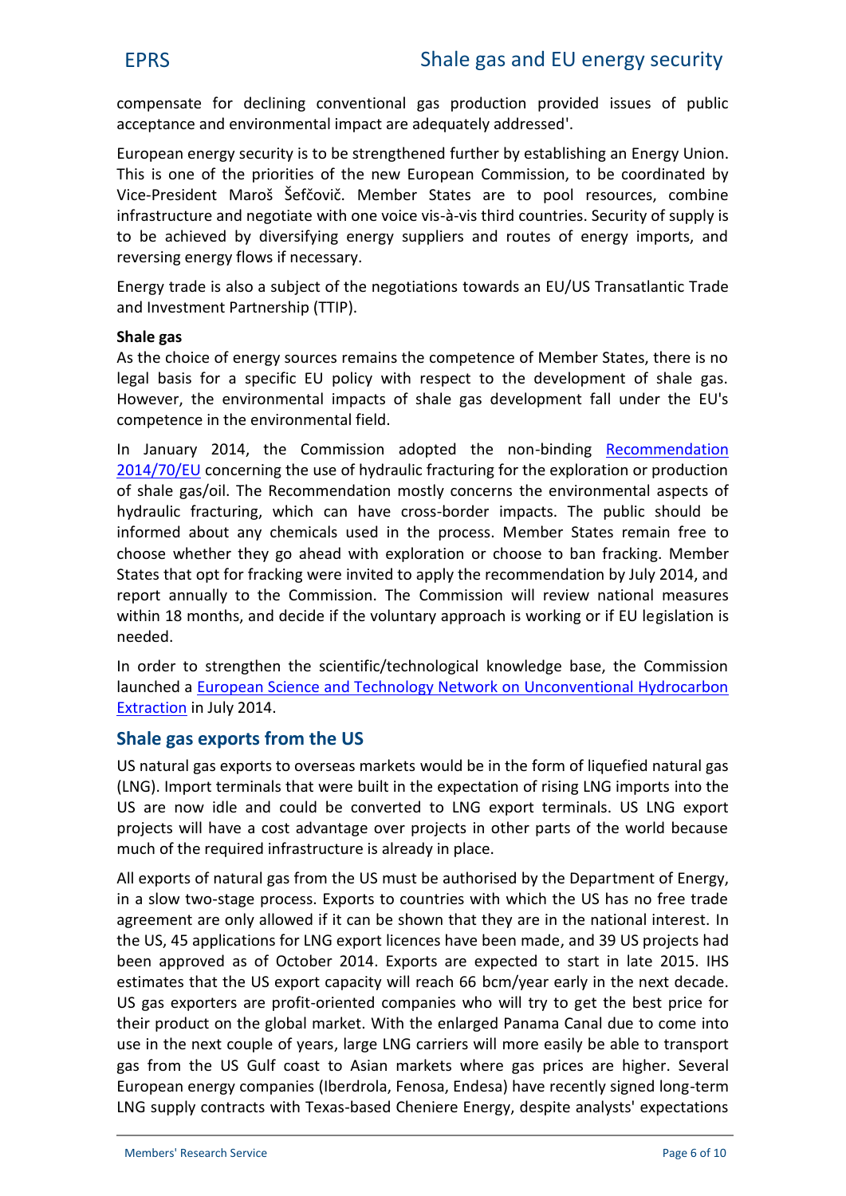compensate for declining conventional gas production provided issues of public acceptance and environmental impact are adequately addressed'.

European energy security is to be strengthened further by establishing an Energy Union. This is one of the priorities of the new European Commission, to be coordinated by Vice-President Maroš Šefčovič. Member States are to pool resources, combine infrastructure and negotiate with one voice vis-à-vis third countries. Security of supply is to be achieved by diversifying energy suppliers and routes of energy imports, and reversing energy flows if necessary.

Energy trade is also a subject of the negotiations towards an EU/US Transatlantic Trade and Investment Partnership (TTIP).

**Shale gas**

As the choice of energy sources remains the competence of Member States, there is no legal basis for a specific EU policy with respect to the development of shale gas. However, the environmental impacts of shale gas development fall under the EU's competence in the environmental field.

In January 2014, the Commission adopted the non-binding Recommendation 2014/70/EU concerning the use of hydraulic fracturing for the exploration or production of shale gas/oil. The Recommendation mostly concerns the environmental aspects of hydraulic fracturing, which can have cross-border impacts. The public should be informed about any chemicals used in the process. Member States remain free to choose whether they go ahead with exploration or choose to ban fracking. Member States that opt for fracking were invited to apply the recommendation by July 2014, and report annually to the Commission. The Commission will review national measures within 18 months, and decide if the voluntary approach is working or if EU legislation is needed.

In order to strengthen the scientific/technological knowledge base, the Commission launched a European Science and Technology Network on Unconventional Hydrocarbon Extraction in July 2014.

## Shale gas exports from the US

US natural gas exports to overseas markets would be in the form of liquefied natural gas (LNG). Import terminals that were built in the expectation of rising LNG imports into the US are now idle and could be converted to LNG export terminals. US LNG export projects will have a cost advantage over projects in other parts of the world because much of the required infrastructure is already in place.

All exports of natural gas from the US must be authorised by the Department of Energy, in a slow two-stage process. Exports to countries with which the US has no free trade agreement are only allowed if it can be shown that they are in the national interest. In the US, 45 applications for LNG export licences have been made, and 39 US projects had been approved as of October 2014. Exports are expected to start in late 2015. IHS estimates that the US export capacity will reach 66 bcm/year early in the next decade. US gas exporters are profit-oriented companies who will try to get the best price for their product on the global market. With the enlarged Panama Canal due to come into use in the next couple of years, large LNG carriers will more easily be able to transport gas from the US Gulf coast to Asian markets where gas prices are higher. Several European energy companies (Iberdrola, Fenosa, Endesa) have recently signed long-term LNG supply contracts with Texas-based Cheniere Energy, despite analysts' expectations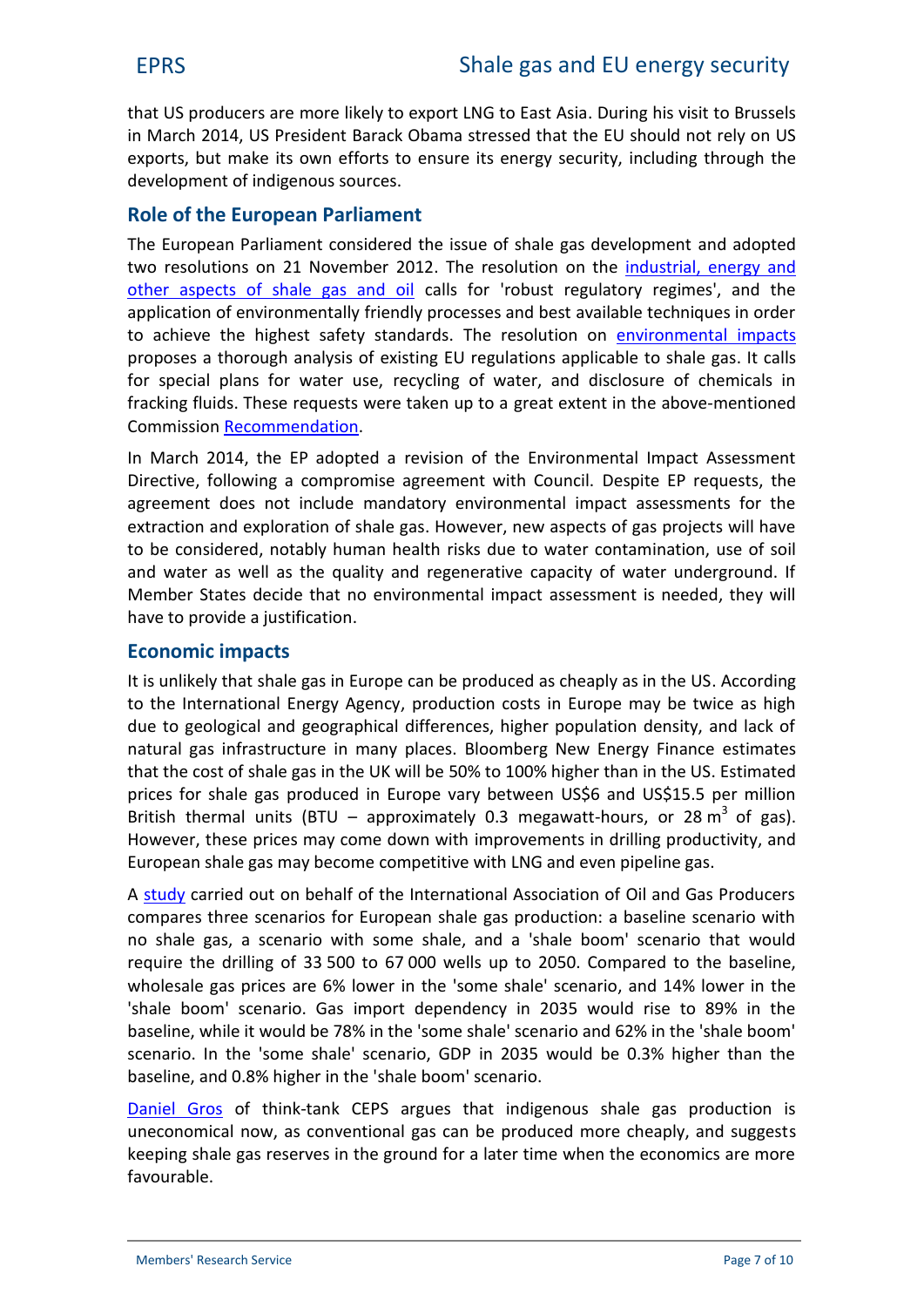that US producers are more likely to export LNG to East Asia. During his visit to Brussels in March 2014, US President Barack Obama stressed that the EU should not rely on US exports, but make its own efforts to ensure its energy security, including through the development of indigenous sources.

## Role of the European Parliament

The European Parliament considered the issue of shale gas development and adopted two resolutions on 21 November 2012. The resolution on the industrial, energy and other aspects of shale gas and oil calls for 'robust regulatory regimes', and the application of environmentally friendly processes and best available techniques in order to achieve the highest safety standards. The resolution on environmental impacts proposes a thorough analysis of existing EU regulations applicable to shale gas. It calls for special plans for water use, recycling of water, and disclosure of chemicals in fracking fluids. These requests were taken up to a great extent in the above-mentioned Commission Recommendation.

In March 2014, the EP adopted a revision of the Environmental Impact Assessment Directive, following a compromise agreement with Council. Despite EP requests, the agreement does not include mandatory environmental impact assessments for the extraction and exploration of shale gas. However, new aspects of gas projects will have to be considered, notably human health risks due to water contamination, use of soil and water as well as the quality and regenerative capacity of water underground. If Member States decide that no environmental impact assessment is needed, they will have to provide a justification.

## Economic impacts

It is unlikely that shale gas in Europe can be produced as cheaply as in the US. According to the International Energy Agency, production costs in Europe may be twice as high due to geological and geographical differences, higher population density, and lack of natural gas infrastructure in many places. Bloomberg New Energy Finance estimates that the cost of shale gas in the UK will be 50% to 100% higher than in the US. Estimated prices for shale gas produced in Europe vary between US$6 and US$15.5 per million British thermal units (BTU – approximately 0.3 megawatt-hours, or 28 $m^3$ of gas). However, these prices may come down with improvements in drilling productivity, and European shale gas may become competitive with LNG and even pipeline gas.

A study carried out on behalf of the International Association of Oil and Gas Producers compares three scenarios for European shale gas production: a baseline scenario with no shale gas, a scenario with some shale, and a 'shale boom' scenario that would require the drilling of 33 500 to 67 000 wells up to 2050. Compared to the baseline, wholesale gas prices are 6% lower in the 'some shale' scenario, and 14% lower in the 'shale boom' scenario. Gas import dependency in 2035 would rise to 89% in the baseline, while it would be 78% in the 'some shale' scenario and 62% in the 'shale boom' scenario. In the 'some shale' scenario, GDP in 2035 would be 0.3% higher than the baseline, and 0.8% higher in the 'shale boom' scenario.

Daniel Gros of think-tank CEPS argues that indigenous shale gas production is uneconomical now, as conventional gas can be produced more cheaply, and suggests keeping shale gas reserves in the ground for a later time when the economics are more favourable.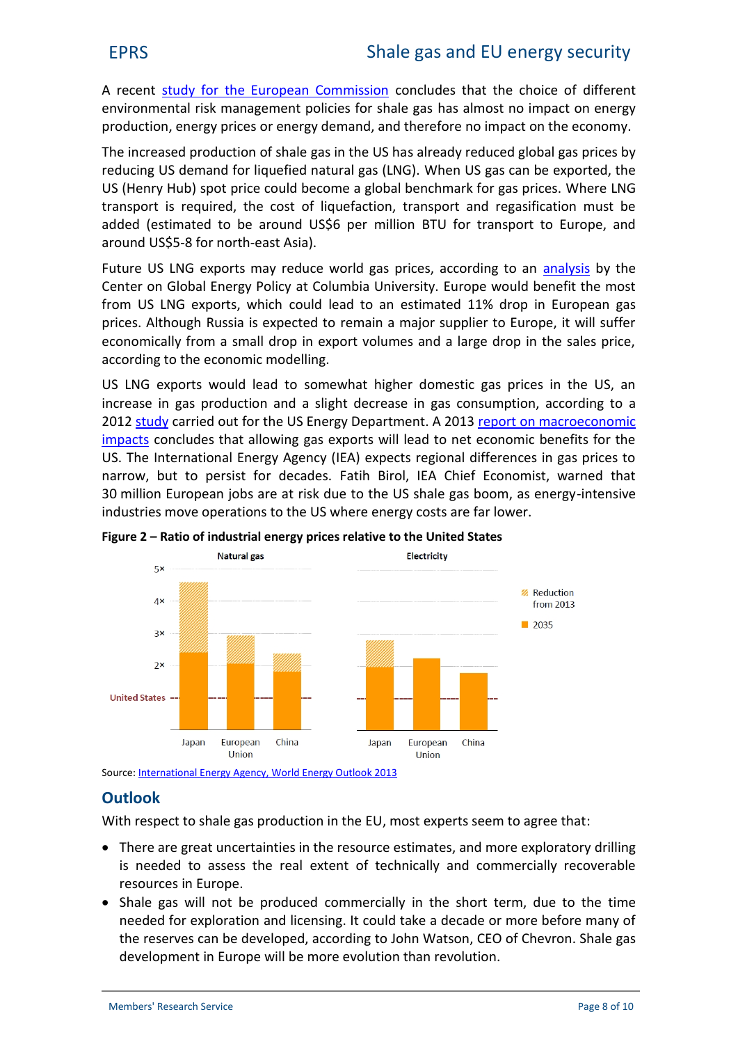A recent study for the European Commission concludes that the choice of different environmental risk management policies for shale gas has almost no impact on energy production, energy prices or energy demand, and therefore no impact on the economy.

The increased production of shale gas in the US has already reduced global gas prices by reducing US demand for liquefied natural gas (LNG). When US gas can be exported, the US (Henry Hub) spot price could become a global benchmark for gas prices. Where LNG transport is required, the cost of liquefaction, transport and regasification must be added (estimated to be around US$6 per million BTU for transport to Europe, and around US$5-8 for north-east Asia).

Future US LNG exports may reduce world gas prices, according to an analysis by the Center on Global Energy Policy at Columbia University. Europe would benefit the most from US LNG exports, which could lead to an estimated 11% drop in European gas prices. Although Russia is expected to remain a major supplier to Europe, it will suffer economically from a small drop in export volumes and a large drop in the sales price, according to the economic modelling.

US LNG exports would lead to somewhat higher domestic gas prices in the US, an increase in gas production and a slight decrease in gas consumption, according to a 2012 study carried out for the US Energy Department. A 2013 report on macroeconomic impacts concludes that allowing gas exports will lead to net economic benefits for the US. The International Energy Agency (IEA) expects regional differences in gas prices to narrow, but to persist for decades. Fatih Birol, IEA Chief Economist, warned that 30 million European jobs are at risk due to the US shale gas boom, as energy-intensive industries move operations to the US where energy costs are far lower.

**Figure 2 – Ratio of industrial energy prices relative to the United States**

Source: International Energy Agency, World Energy Outlook 2013

## Outlook

With respect to shale gas production in the EU, most experts seem to agree that:

- There are great uncertainties in the resource estimates, and more exploratory drilling is needed to assess the real extent of technically and commercially recoverable resources in Europe.
- Shale gas will not be produced commercially in the short term, due to the time needed for exploration and licensing. It could take a decade or more before many of the reserves can be developed, according to John Watson, CEO of Chevron. Shale gas development in Europe will be more evolution than revolution.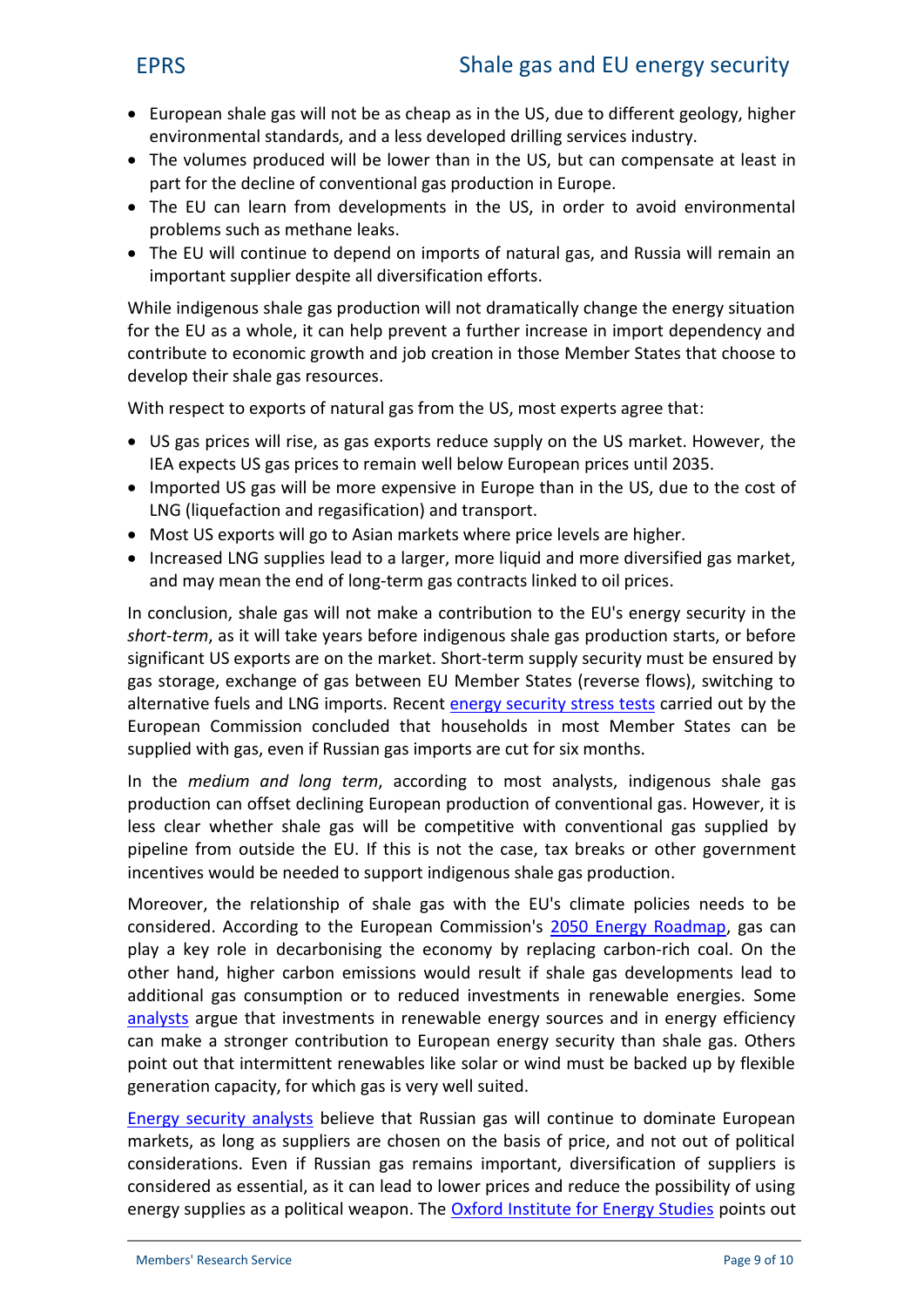- European shale gas will not be as cheap as in the US, due to different geology, higher environmental standards, and a less developed drilling services industry.
- The volumes produced will be lower than in the US, but can compensate at least in part for the decline of conventional gas production in Europe.
- The EU can learn from developments in the US, in order to avoid environmental problems such as methane leaks.
- The EU will continue to depend on imports of natural gas, and Russia will remain an important supplier despite all diversification efforts.

While indigenous shale gas production will not dramatically change the energy situation for the EU as a whole, it can help prevent a further increase in import dependency and contribute to economic growth and job creation in those Member States that choose to develop their shale gas resources.

With respect to exports of natural gas from the US, most experts agree that:

- US gas prices will rise, as gas exports reduce supply on the US market. However, the IEA expects US gas prices to remain well below European prices until 2035.
- Imported US gas will be more expensive in Europe than in the US, due to the cost of LNG (liquefaction and regasification) and transport.
- Most US exports will go to Asian markets where price levels are higher.
- Increased LNG supplies lead to a larger, more liquid and more diversified gas market, and may mean the end of long-term gas contracts linked to oil prices.

In conclusion, shale gas will not make a contribution to the EU's energy security in the *short-term*, as it will take years before indigenous shale gas production starts, or before significant US exports are on the market. Short-term supply security must be ensured by gas storage, exchange of gas between EU Member States (reverse flows), switching to alternative fuels and LNG imports. Recent energy security stress tests carried out by the European Commission concluded that households in most Member States can be supplied with gas, even if Russian gas imports are cut for six months.

In the *medium and long term*, according to most analysts, indigenous shale gas production can offset declining European production of conventional gas. However, it is less clear whether shale gas will be competitive with conventional gas supplied by pipeline from outside the EU. If this is not the case, tax breaks or other government incentives would be needed to support indigenous shale gas production.

Moreover, the relationship of shale gas with the EU's climate policies needs to be considered. According to the European Commission's 2050 Energy Roadmap, gas can play a key role in decarbonising the economy by replacing carbon-rich coal. On the other hand, higher carbon emissions would result if shale gas developments lead to additional gas consumption or to reduced investments in renewable energies. Some analysts argue that investments in renewable energy sources and in energy efficiency can make a stronger contribution to European energy security than shale gas. Others point out that intermittent renewables like solar or wind must be backed up by flexible generation capacity, for which gas is very well suited.

Energy security analysts believe that Russian gas will continue to dominate European markets, as long as suppliers are chosen on the basis of price, and not out of political considerations. Even if Russian gas remains important, diversification of suppliers is considered as essential, as it can lead to lower prices and reduce the possibility of using energy supplies as a political weapon. The Oxford Institute for Energy Studies points out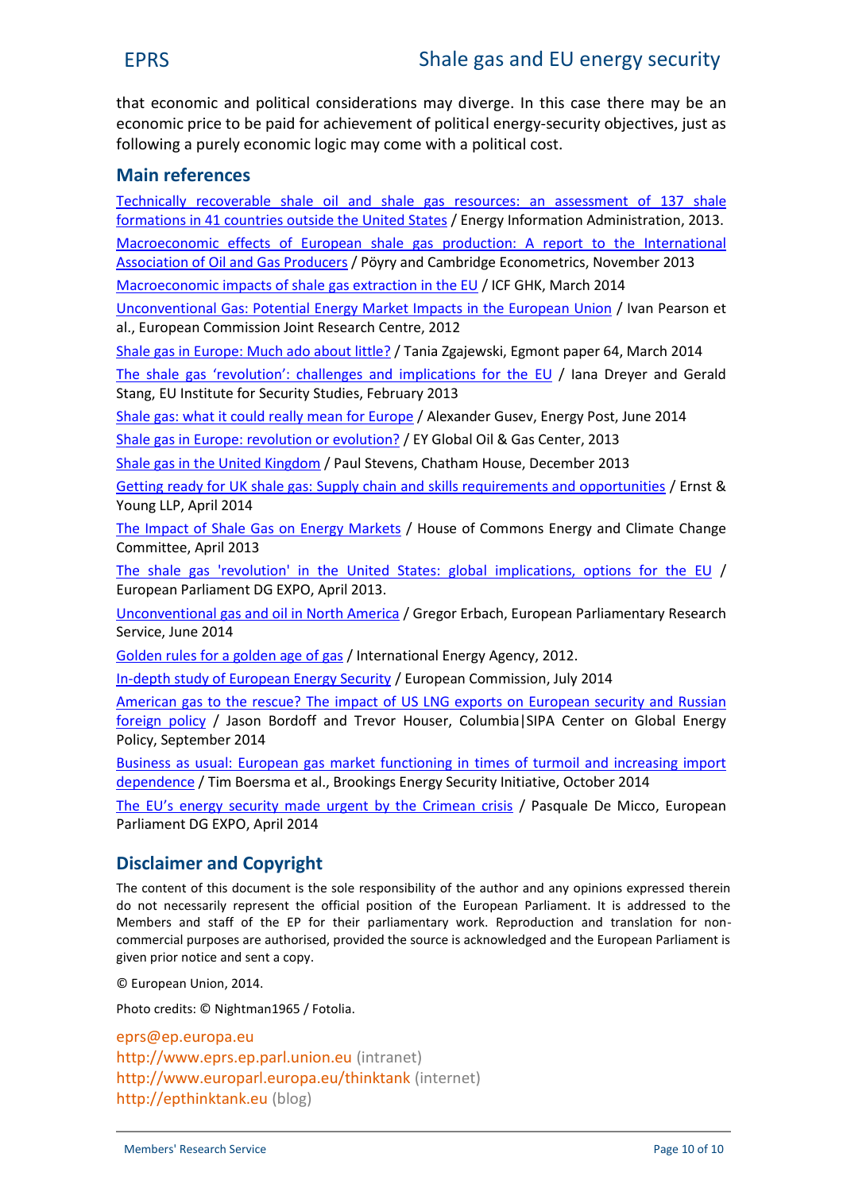that economic and political considerations may diverge. In this case there may be an economic price to be paid for achievement of political energy-security objectives, just as following a purely economic logic may come with a political cost.

## Main references

Technically recoverable shale oil and shale gas resources: an assessment of 137 shale formations in 41 countries outside the United States / Energy Information Administration, 2013.

Macroeconomic effects of European shale gas production: A report to the International Association of Oil and Gas Producers / Pöyry and Cambridge Econometrics, November 2013

Macroeconomic impacts of shale gas extraction in the EU / ICF GHK, March 2014

Unconventional Gas: Potential Energy Market Impacts in the European Union / Ivan Pearson et al., European Commission Joint Research Centre, 2012

Shale gas in Europe: Much ado about little? / Tania Zgajewski, Egmont paper 64, March 2014

The shale gas 'revolution': challenges and implications for the EU / Iana Dreyer and Gerald Stang, EU Institute for Security Studies, February 2013

Shale gas: what it could really mean for Europe / Alexander Gusev, Energy Post, June 2014

Shale gas in Europe: revolution or evolution? / EY Global Oil & Gas Center, 2013

Shale gas in the United Kingdom / Paul Stevens, Chatham House, December 2013

Getting ready for UK shale gas: Supply chain and skills requirements and opportunities / Ernst & Young LLP, April 2014

The Impact of Shale Gas on Energy Markets / House of Commons Energy and Climate Change Committee, April 2013

The shale gas 'revolution' in the United States: global implications, options for the EU / European Parliament DG EXPO, April 2013.

Unconventional gas and oil in North America / Gregor Erbach, European Parliamentary Research Service, June 2014

Golden rules for a golden age of gas / International Energy Agency, 2012.

In-depth study of European Energy Security / European Commission, July 2014

American gas to the rescue? The impact of US LNG exports on European security and Russian foreign policy / Jason Bordoff and Trevor Houser, Columbia|SIPA Center on Global Energy Policy, September 2014

Business as usual: European gas market functioning in times of turmoil and increasing import dependence / Tim Boersma et al., Brookings Energy Security Initiative, October 2014

The EU's energy security made urgent by the Crimean crisis / Pasquale De Micco, European Parliament DG EXPO, April 2014

## Disclaimer and Copyright

The content of this document is the sole responsibility of the author and any opinions expressed therein do not necessarily represent the official position of the European Parliament. It is addressed to the Members and staff of the EP for their parliamentary work. Reproduction and translation for non-commercial purposes are authorised, provided the source is acknowledged and the European Parliament is given prior notice and sent a copy.

© European Union, 2014.

Photo credits: © Nightman1965 / Fotolia.

eprs@ep.europa.eu
http://www.eprs.ep.parl.union.eu (intranet)
http://www.europarl.europa.eu/thinktank (internet)
http://epthinktank.eu (blog)